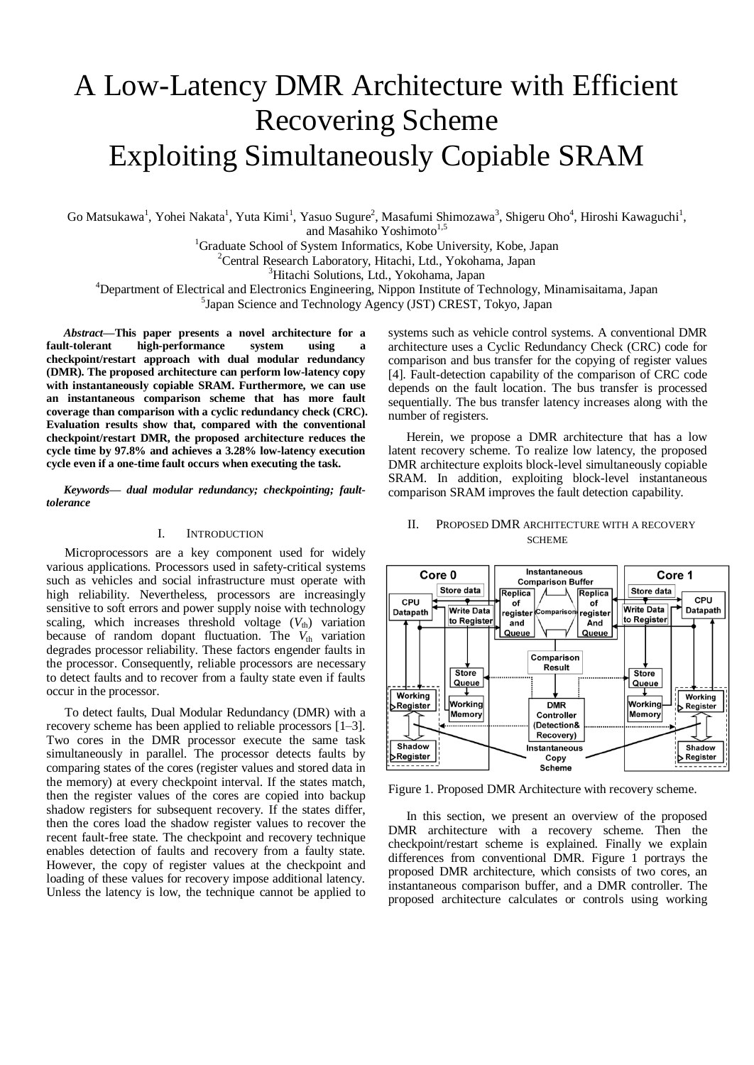# A Low-Latency DMR Architecture with Efficient Recovering Scheme Exploiting Simultaneously Copiable SRAM

Go Matsukawa[1], Yohei Nakata[1], Yuta Kimi[1], Yasuo Sugure[2], Masafumi Shimozawa[3], Shigeru Oho[4], Hiroshi Kawaguchi[1], and Masahiko Yoshimoto[1,5]

[1]Graduate School of System Informatics, Kobe University, Kobe, Japan
[2]Central Research Laboratory, Hitachi, Ltd., Yokohama, Japan
[3]Hitachi Solutions, Ltd., Yokohama, Japan
[4]Department of Electrical and Electronics Engineering, Nippon Institute of Technology, Minamisaitama, Japan
[5]Japan Science and Technology Agency (JST) CREST, Tokyo, Japan

***Abstract*—This paper presents a novel architecture for a fault-tolerant high-performance system using a checkpoint/restart approach with dual modular redundancy (DMR). The proposed architecture can perform low-latency copy with instantaneously copiable SRAM. Furthermore, we can use an instantaneous comparison scheme that has more fault coverage than comparison with a cyclic redundancy check (CRC). Evaluation results show that, compared with the conventional checkpoint/restart DMR, the proposed architecture reduces the cycle time by 97.8% and achieves a 3.28% low-latency execution cycle even if a one-time fault occurs when executing the task.**

***Keywords— dual modular redundancy; checkpointing; fault-tolerance***

## I. Introduction

Microprocessors are a key component used for widely various applications. Processors used in safety-critical systems such as vehicles and social infrastructure must operate with high reliability. Nevertheless, processors are increasingly sensitive to soft errors and power supply noise with technology scaling, which increases threshold voltage ($V_{th}$) variation because of random dopant fluctuation. The $V_{th}$ variation degrades processor reliability. These factors engender faults in the processor. Consequently, reliable processors are necessary to detect faults and to recover from a faulty state even if faults occur in the processor.

To detect faults, Dual Modular Redundancy (DMR) with a recovery scheme has been applied to reliable processors [1–3]. Two cores in the DMR processor execute the same task simultaneously in parallel. The processor detects faults by comparing states of the cores (register values and stored data in the memory) at every checkpoint interval. If the states match, then the register values of the cores are copied into backup shadow registers for subsequent recovery. If the states differ, then the cores load the shadow register values to recover the recent fault-free state. The checkpoint and recovery technique enables detection of faults and recovery from a faulty state. However, the copy of register values at the checkpoint and loading of these values for recovery impose additional latency. Unless the latency is low, the technique cannot be applied to systems such as vehicle control systems. A conventional DMR architecture uses a Cyclic Redundancy Check (CRC) code for comparison and bus transfer for the copying of register values [4]. Fault-detection capability of the comparison of CRC code depends on the fault location. The bus transfer is processed sequentially. The bus transfer latency increases along with the number of registers.

Herein, we propose a DMR architecture that has a low latent recovery scheme. To realize low latency, the proposed DMR architecture exploits block-level simultaneously copiable SRAM. In addition, exploiting block-level instantaneous comparison SRAM improves the fault detection capability.

## II. Proposed DMR Architecture with a Recovery Scheme

Figure 1. Proposed DMR Architecture with recovery scheme.

In this section, we present an overview of the proposed DMR architecture with a recovery scheme. Then the checkpoint/restart scheme is explained. Finally we explain differences from conventional DMR. Figure 1 portrays the proposed DMR architecture, which consists of two cores, an instantaneous comparison buffer, and a DMR controller. The proposed architecture calculates or controls using working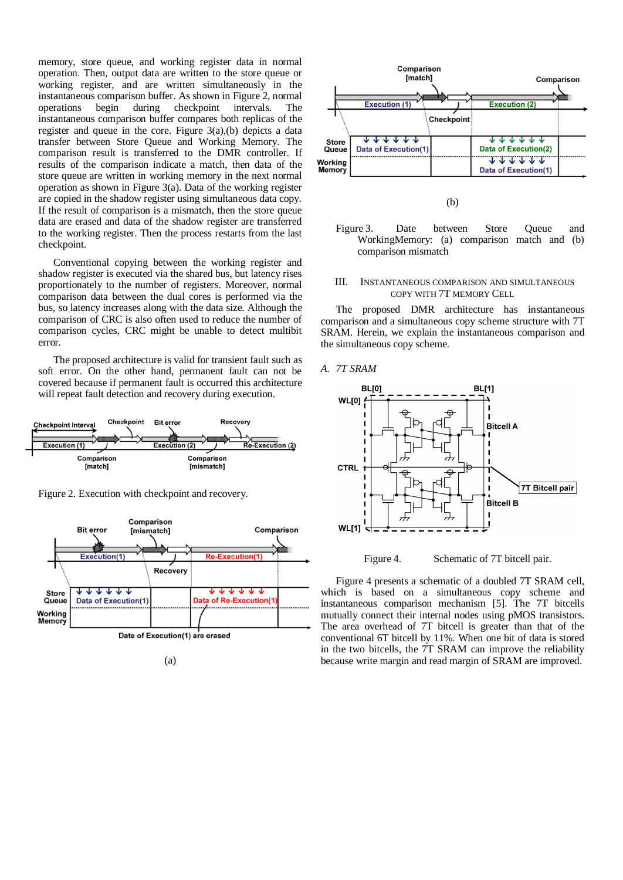memory, store queue, and working register data in normal operation. Then, output data are written to the store queue or working register, and are written simultaneously in the instantaneous comparison buffer. As shown in Figure 2, normal operations begin during checkpoint intervals. The instantaneous comparison buffer compares both replicas of the register and queue in the core. Figure 3(a),(b) depicts a data transfer between Store Queue and Working Memory. The comparison result is transferred to the DMR controller. If results of the comparison indicate a match, then data of the store queue are written in working memory in the next normal operation as shown in Figure 3(a). Data of the working register are copied in the shadow register using simultaneous data copy. If the result of comparison is a mismatch, then the store queue data are erased and data of the shadow register are transferred to the working register. Then the process restarts from the last checkpoint.

Conventional copying between the working register and shadow register is executed via the shared bus, but latency rises proportionately to the number of registers. Moreover, normal comparison data between the dual cores is performed via the bus, so latency increases along with the data size. Although the comparison of CRC is also often used to reduce the number of comparison cycles, CRC might be unable to detect multibit error.

The proposed architecture is valid for transient fault such as soft error. On the other hand, permanent fault can not be covered because if permanent fault is occurred this architecture will repeat fault detection and recovery during execution.

Figure 2. Execution with checkpoint and recovery.

(a)

(b)

Figure 3. Date between Store Queue and WorkingMemory: (a) comparison match and (b) comparison mismatch

## III. Instantaneous Comparison and Simultaneous Copy with 7T Memory Cell

The proposed DMR architecture has instantaneous comparison and a simultaneous copy scheme structure with 7T SRAM. Herein, we explain the instantaneous comparison and the simultaneous copy scheme.

### *A. 7T SRAM*

Figure 4. Schematic of 7T bitcell pair.

Figure 4 presents a schematic of a doubled 7T SRAM cell, which is based on a simultaneous copy scheme and instantaneous comparison mechanism [5]. The 7T bitcells mutually connect their internal nodes using pMOS transistors. The area overhead of 7T bitcell is greater than that of the conventional 6T bitcell by 11%. When one bit of data is stored in the two bitcells, the 7T SRAM can improve the reliability because write margin and read margin of SRAM are improved.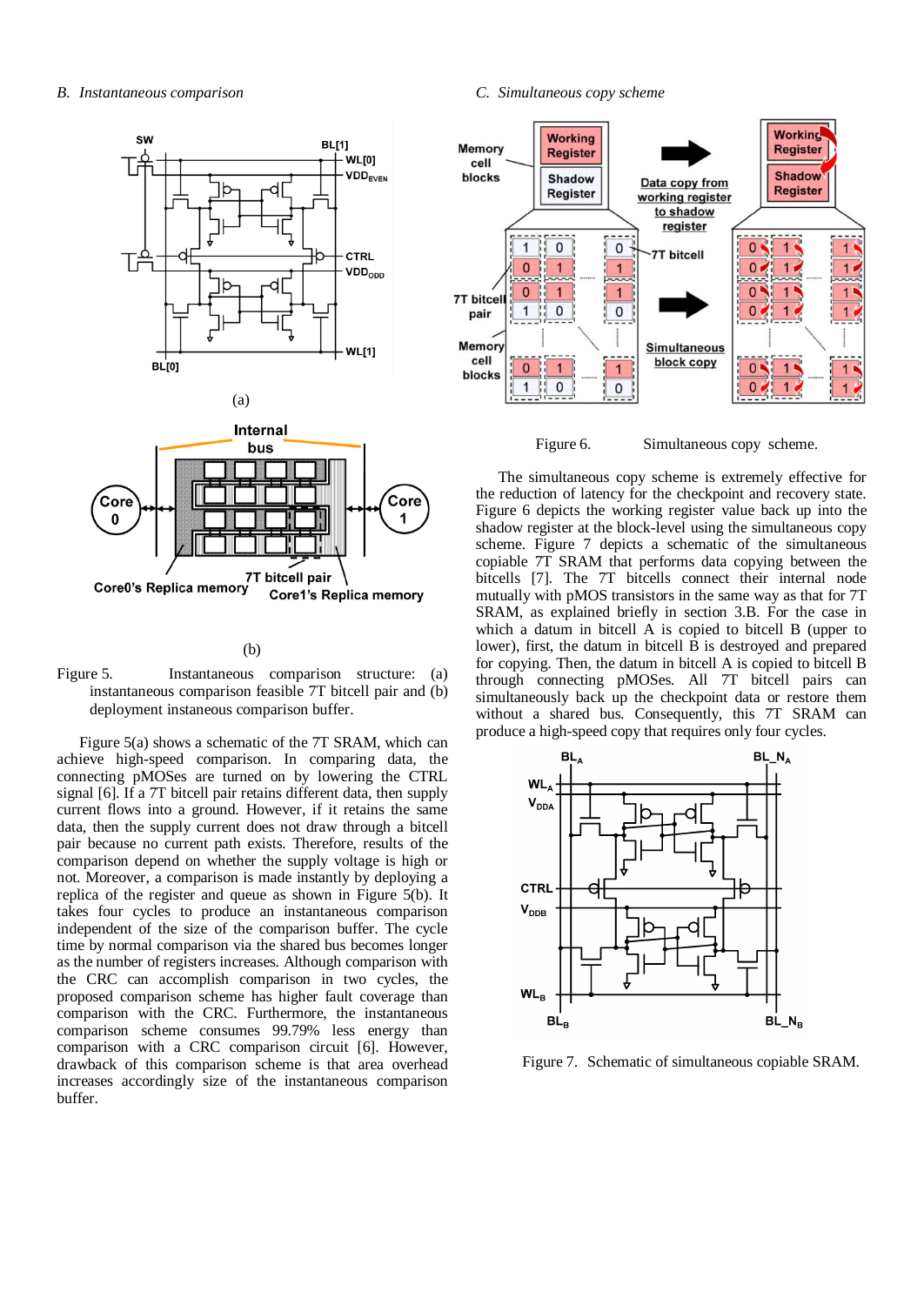### B. *Instantaneous comparison*

(a)

(b)

Figure 5. Instantaneous comparison structure: (a) instantaneous comparison feasible 7T bitcell pair and (b) deployment instaneous comparison buffer.

Figure 5(a) shows a schematic of the 7T SRAM, which can achieve high-speed comparison. In comparing data, the connecting pMOSes are turned on by lowering the CTRL signal [6]. If a 7T bitcell pair retains different data, then supply current flows into a ground. However, if it retains the same data, then the supply current does not draw through a bitcell pair because no current path exists. Therefore, results of the comparison depend on whether the supply voltage is high or not. Moreover, a comparison is made instantly by deploying a replica of the register and queue as shown in Figure 5(b). It takes four cycles to produce an instantaneous comparison independent of the size of the comparison buffer. The cycle time by normal comparison via the shared bus becomes longer as the number of registers increases. Although comparison with the CRC can accomplish comparison in two cycles, the proposed comparison scheme has higher fault coverage than comparison with the CRC. Furthermore, the instantaneous comparison scheme consumes 99.79% less energy than comparison with a CRC comparison circuit [6]. However, drawback of this comparison scheme is that area overhead increases accordingly size of the instantaneous comparison buffer.

### C. *Simultaneous copy scheme*

Figure 6. Simultaneous copy scheme.

The simultaneous copy scheme is extremely effective for the reduction of latency for the checkpoint and recovery state. Figure 6 depicts the working register value back up into the shadow register at the block-level using the simultaneous copy scheme. Figure 7 depicts a schematic of the simultaneous copiable 7T SRAM that performs data copying between the bitcells [7]. The 7T bitcells connect their internal node mutually with pMOS transistors in the same way as that for 7T SRAM, as explained briefly in section 3.B. For the case in which a datum in bitcell A is copied to bitcell B (upper to lower), first, the datum in bitcell B is destroyed and prepared for copying. Then, the datum in bitcell A is copied to bitcell B through connecting pMOSes. All 7T bitcell pairs can simultaneously back up the checkpoint data or restore them without a shared bus. Consequently, this 7T SRAM can produce a high-speed copy that requires only four cycles.

Figure 7. Schematic of simultaneous copiable SRAM.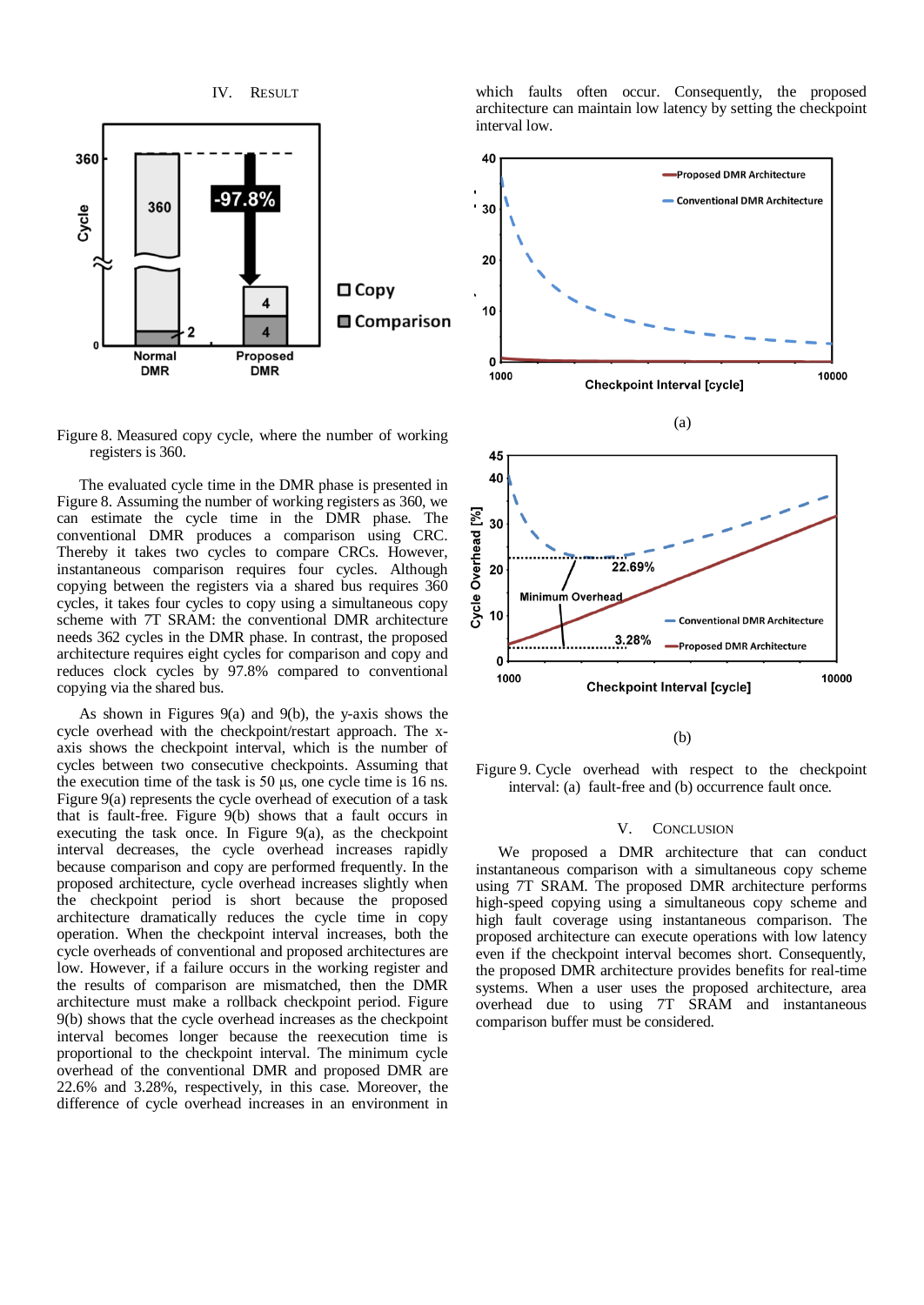## IV. RESULT

Figure 8. Measured copy cycle, where the number of working registers is 360.

The evaluated cycle time in the DMR phase is presented in Figure 8. Assuming the number of working registers as 360, we can estimate the cycle time in the DMR phase. The conventional DMR produces a comparison using CRC. Thereby it takes two cycles to compare CRCs. However, instantaneous comparison requires four cycles. Although copying between the registers via a shared bus requires 360 cycles, it takes four cycles to copy using a simultaneous copy scheme with 7T SRAM: the conventional DMR architecture needs 362 cycles in the DMR phase. In contrast, the proposed architecture requires eight cycles for comparison and copy and reduces clock cycles by 97.8% compared to conventional copying via the shared bus.

As shown in Figures 9(a) and 9(b), the y-axis shows the cycle overhead with the checkpoint/restart approach. The x-axis shows the checkpoint interval, which is the number of cycles between two consecutive checkpoints. Assuming that the execution time of the task is 50 µs, one cycle time is 16 ns. Figure 9(a) represents the cycle overhead of execution of a task that is fault-free. Figure 9(b) shows that a fault occurs in executing the task once. In Figure 9(a), as the checkpoint interval decreases, the cycle overhead increases rapidly because comparison and copy are performed frequently. In the proposed architecture, cycle overhead increases slightly when the checkpoint period is short because the proposed architecture dramatically reduces the cycle time in copy operation. When the checkpoint interval increases, both the cycle overheads of conventional and proposed architectures are low. However, if a failure occurs in the working register and the results of comparison are mismatched, then the DMR architecture must make a rollback checkpoint period. Figure 9(b) shows that the cycle overhead increases as the checkpoint interval becomes longer because the reexecution time is proportional to the checkpoint interval. The minimum cycle overhead of the conventional DMR and proposed DMR are 22.6% and 3.28%, respectively, in this case. Moreover, the difference of cycle overhead increases in an environment in which faults often occur. Consequently, the proposed architecture can maintain low latency by setting the checkpoint interval low.

(a)

(b)

Figure 9. Cycle overhead with respect to the checkpoint interval: (a) fault-free and (b) occurrence fault once.

## V. CONCLUSION

We proposed a DMR architecture that can conduct instantaneous comparison with a simultaneous copy scheme using 7T SRAM. The proposed DMR architecture performs high-speed copying using a simultaneous copy scheme and high fault coverage using instantaneous comparison. The proposed architecture can execute operations with low latency even if the checkpoint interval becomes short. Consequently, the proposed DMR architecture provides benefits for real-time systems. When a user uses the proposed architecture, area overhead due to using 7T SRAM and instantaneous comparison buffer must be considered.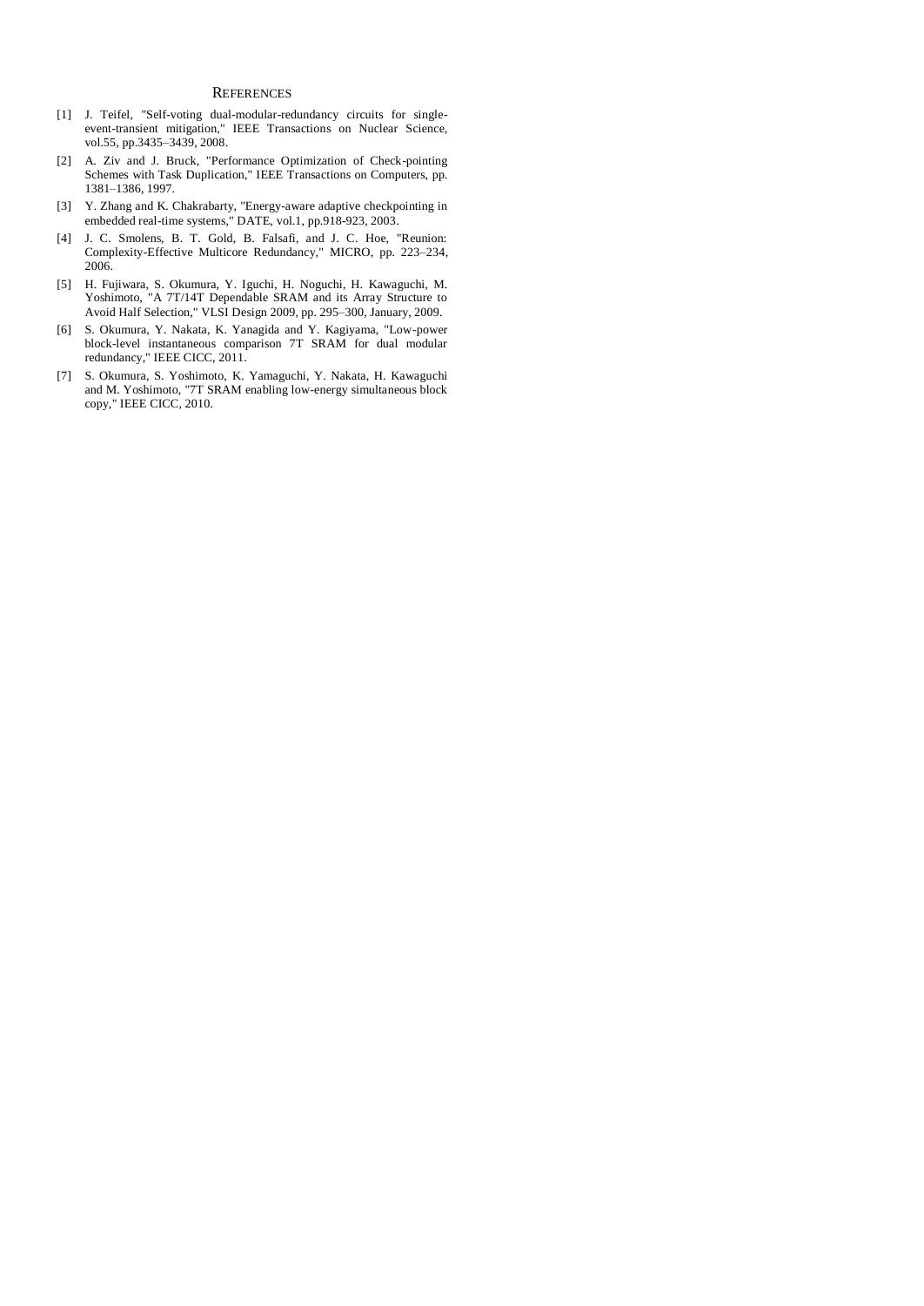## REFERENCES

[1] J. Teifel, "Self-voting dual-modular-redundancy circuits for single-event-transient mitigation," IEEE Transactions on Nuclear Science, vol.55, pp.3435–3439, 2008.

[2] A. Ziv and J. Bruck, "Performance Optimization of Check-pointing Schemes with Task Duplication," IEEE Transactions on Computers, pp. 1381–1386, 1997.

[3] Y. Zhang and K. Chakrabarty, "Energy-aware adaptive checkpointing in embedded real-time systems," DATE, vol.1, pp.918-923, 2003.

[4] J. C. Smolens, B. T. Gold, B. Falsafi, and J. C. Hoe, "Reunion: Complexity-Effective Multicore Redundancy," MICRO, pp. 223–234, 2006.

[5] H. Fujiwara, S. Okumura, Y. Iguchi, H. Noguchi, H. Kawaguchi, M. Yoshimoto, "A 7T/14T Dependable SRAM and its Array Structure to Avoid Half Selection," VLSI Design 2009, pp. 295–300, January, 2009.

[6] S. Okumura, Y. Nakata, K. Yanagida and Y. Kagiyama, "Low-power block-level instantaneous comparison 7T SRAM for dual modular redundancy," IEEE CICC, 2011.

[7] S. Okumura, S. Yoshimoto, K. Yamaguchi, Y. Nakata, H. Kawaguchi and M. Yoshimoto, "7T SRAM enabling low-energy simultaneous block copy," IEEE CICC, 2010.